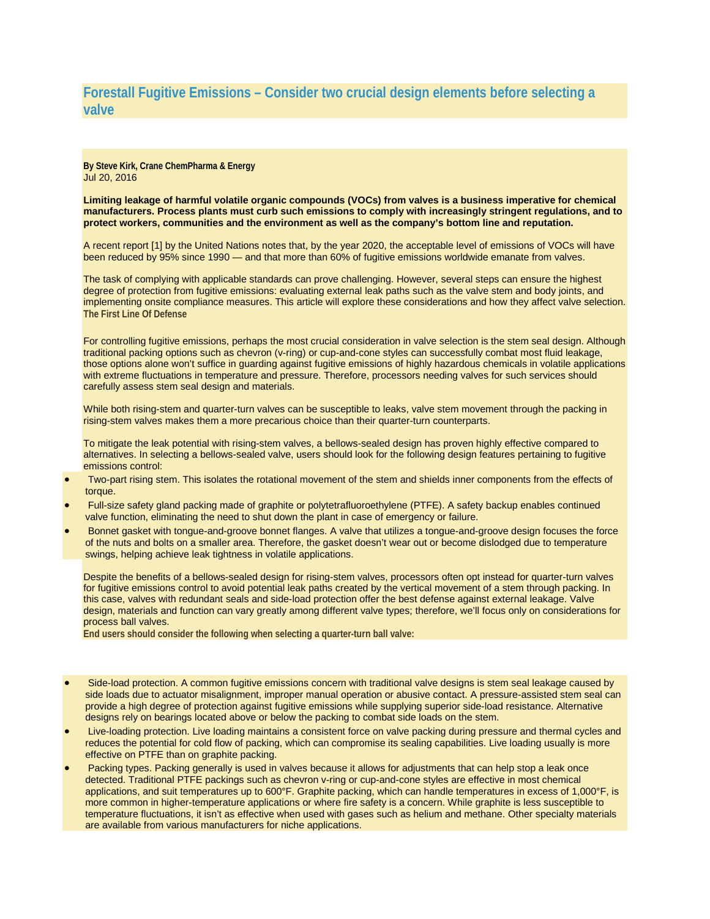# Forestall Fugitive Emissions – Consider two crucial design elements before selecting a valve

**By Steve Kirk, Crane ChemPharma & Energy**
Jul 20, 2016

**Limiting leakage of harmful volatile organic compounds (VOCs) from valves is a business imperative for chemical manufacturers. Process plants must curb such emissions to comply with increasingly stringent regulations, and to protect workers, communities and the environment as well as the company's bottom line and reputation.**

A recent report [1] by the United Nations notes that, by the year 2020, the acceptable level of emissions of VOCs will have been reduced by 95% since 1990 — and that more than 60% of fugitive emissions worldwide emanate from valves.

The task of complying with applicable standards can prove challenging. However, several steps can ensure the highest degree of protection from fugitive emissions: evaluating external leak paths such as the valve stem and body joints, and implementing onsite compliance measures. This article will explore these considerations and how they affect valve selection.

## The First Line Of Defense

For controlling fugitive emissions, perhaps the most crucial consideration in valve selection is the stem seal design. Although traditional packing options such as chevron (v-ring) or cup-and-cone styles can successfully combat most fluid leakage, those options alone won't suffice in guarding against fugitive emissions of highly hazardous chemicals in volatile applications with extreme fluctuations in temperature and pressure. Therefore, processors needing valves for such services should carefully assess stem seal design and materials.

While both rising-stem and quarter-turn valves can be susceptible to leaks, valve stem movement through the packing in rising-stem valves makes them a more precarious choice than their quarter-turn counterparts.

To mitigate the leak potential with rising-stem valves, a bellows-sealed design has proven highly effective compared to alternatives. In selecting a bellows-sealed valve, users should look for the following design features pertaining to fugitive emissions control:

- Two-part rising stem. This isolates the rotational movement of the stem and shields inner components from the effects of torque.
- Full-size safety gland packing made of graphite or polytetrafluoroethylene (PTFE). A safety backup enables continued valve function, eliminating the need to shut down the plant in case of emergency or failure.
- Bonnet gasket with tongue-and-groove bonnet flanges. A valve that utilizes a tongue-and-groove design focuses the force of the nuts and bolts on a smaller area. Therefore, the gasket doesn't wear out or become dislodged due to temperature swings, helping achieve leak tightness in volatile applications.

Despite the benefits of a bellows-sealed design for rising-stem valves, processors often opt instead for quarter-turn valves for fugitive emissions control to avoid potential leak paths created by the vertical movement of a stem through packing. In this case, valves with redundant seals and side-load protection offer the best defense against external leakage. Valve design, materials and function can vary greatly among different valve types; therefore, we'll focus only on considerations for process ball valves.

**End users should consider the following when selecting a quarter-turn ball valve:**

- Side-load protection. A common fugitive emissions concern with traditional valve designs is stem seal leakage caused by side loads due to actuator misalignment, improper manual operation or abusive contact. A pressure-assisted stem seal can provide a high degree of protection against fugitive emissions while supplying superior side-load resistance. Alternative designs rely on bearings located above or below the packing to combat side loads on the stem.
- Live-loading protection. Live loading maintains a consistent force on valve packing during pressure and thermal cycles and reduces the potential for cold flow of packing, which can compromise its sealing capabilities. Live loading usually is more effective on PTFE than on graphite packing.
- Packing types. Packing generally is used in valves because it allows for adjustments that can help stop a leak once detected. Traditional PTFE packings such as chevron v-ring or cup-and-cone styles are effective in most chemical applications, and suit temperatures up to 600°F. Graphite packing, which can handle temperatures in excess of 1,000°F, is more common in higher-temperature applications or where fire safety is a concern. While graphite is less susceptible to temperature fluctuations, it isn't as effective when used with gases such as helium and methane. Other specialty materials are available from various manufacturers for niche applications.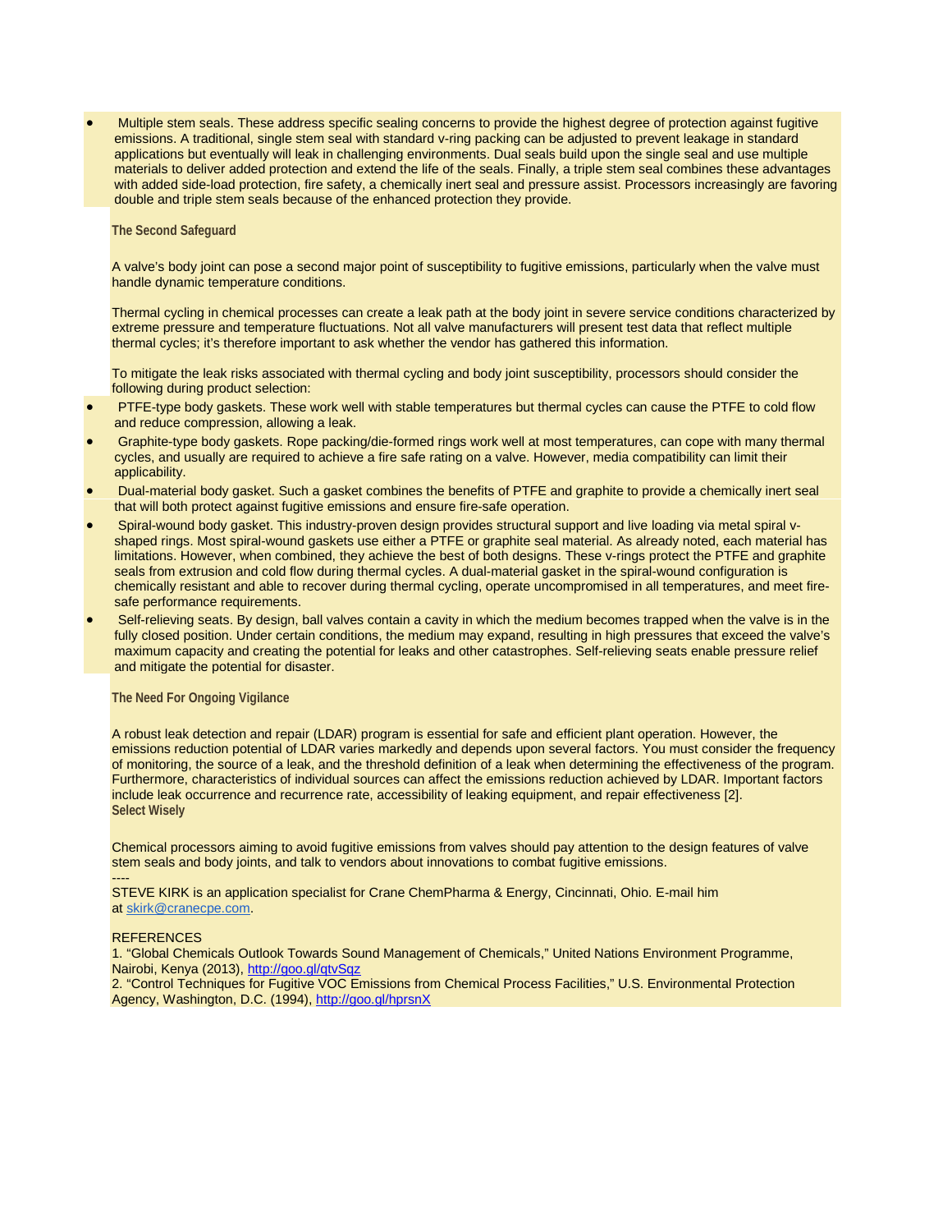- Multiple stem seals. These address specific sealing concerns to provide the highest degree of protection against fugitive emissions. A traditional, single stem seal with standard v-ring packing can be adjusted to prevent leakage in standard applications but eventually will leak in challenging environments. Dual seals build upon the single seal and use multiple materials to deliver added protection and extend the life of the seals. Finally, a triple stem seal combines these advantages with added side-load protection, fire safety, a chemically inert seal and pressure assist. Processors increasingly are favoring double and triple stem seals because of the enhanced protection they provide.

**The Second Safeguard**

A valve's body joint can pose a second major point of susceptibility to fugitive emissions, particularly when the valve must handle dynamic temperature conditions.

Thermal cycling in chemical processes can create a leak path at the body joint in severe service conditions characterized by extreme pressure and temperature fluctuations. Not all valve manufacturers will present test data that reflect multiple thermal cycles; it's therefore important to ask whether the vendor has gathered this information.

To mitigate the leak risks associated with thermal cycling and body joint susceptibility, processors should consider the following during product selection:

- PTFE-type body gaskets. These work well with stable temperatures but thermal cycles can cause the PTFE to cold flow and reduce compression, allowing a leak.
- Graphite-type body gaskets. Rope packing/die-formed rings work well at most temperatures, can cope with many thermal cycles, and usually are required to achieve a fire safe rating on a valve. However, media compatibility can limit their applicability.
- Dual-material body gasket. Such a gasket combines the benefits of PTFE and graphite to provide a chemically inert seal that will both protect against fugitive emissions and ensure fire-safe operation.
- Spiral-wound body gasket. This industry-proven design provides structural support and live loading via metal spiral v-shaped rings. Most spiral-wound gaskets use either a PTFE or graphite seal material. As already noted, each material has limitations. However, when combined, they achieve the best of both designs. These v-rings protect the PTFE and graphite seals from extrusion and cold flow during thermal cycles. A dual-material gasket in the spiral-wound configuration is chemically resistant and able to recover during thermal cycling, operate uncompromised in all temperatures, and meet fire-safe performance requirements.
- Self-relieving seats. By design, ball valves contain a cavity in which the medium becomes trapped when the valve is in the fully closed position. Under certain conditions, the medium may expand, resulting in high pressures that exceed the valve's maximum capacity and creating the potential for leaks and other catastrophes. Self-relieving seats enable pressure relief and mitigate the potential for disaster.

**The Need For Ongoing Vigilance**

A robust leak detection and repair (LDAR) program is essential for safe and efficient plant operation. However, the emissions reduction potential of LDAR varies markedly and depends upon several factors. You must consider the frequency of monitoring, the source of a leak, and the threshold definition of a leak when determining the effectiveness of the program. Furthermore, characteristics of individual sources can affect the emissions reduction achieved by LDAR. Important factors include leak occurrence and recurrence rate, accessibility of leaking equipment, and repair effectiveness [2].

**Select Wisely**

Chemical processors aiming to avoid fugitive emissions from valves should pay attention to the design features of valve stem seals and body joints, and talk to vendors about innovations to combat fugitive emissions.

----

STEVE KIRK is an application specialist for Crane ChemPharma & Energy, Cincinnati, Ohio. E-mail him at skirk@cranecpe.com.

REFERENCES

1. "Global Chemicals Outlook Towards Sound Management of Chemicals," United Nations Environment Programme, Nairobi, Kenya (2013), http://goo.gl/qtvSqz
2. "Control Techniques for Fugitive VOC Emissions from Chemical Process Facilities," U.S. Environmental Protection Agency, Washington, D.C. (1994), http://goo.gl/hprsnX